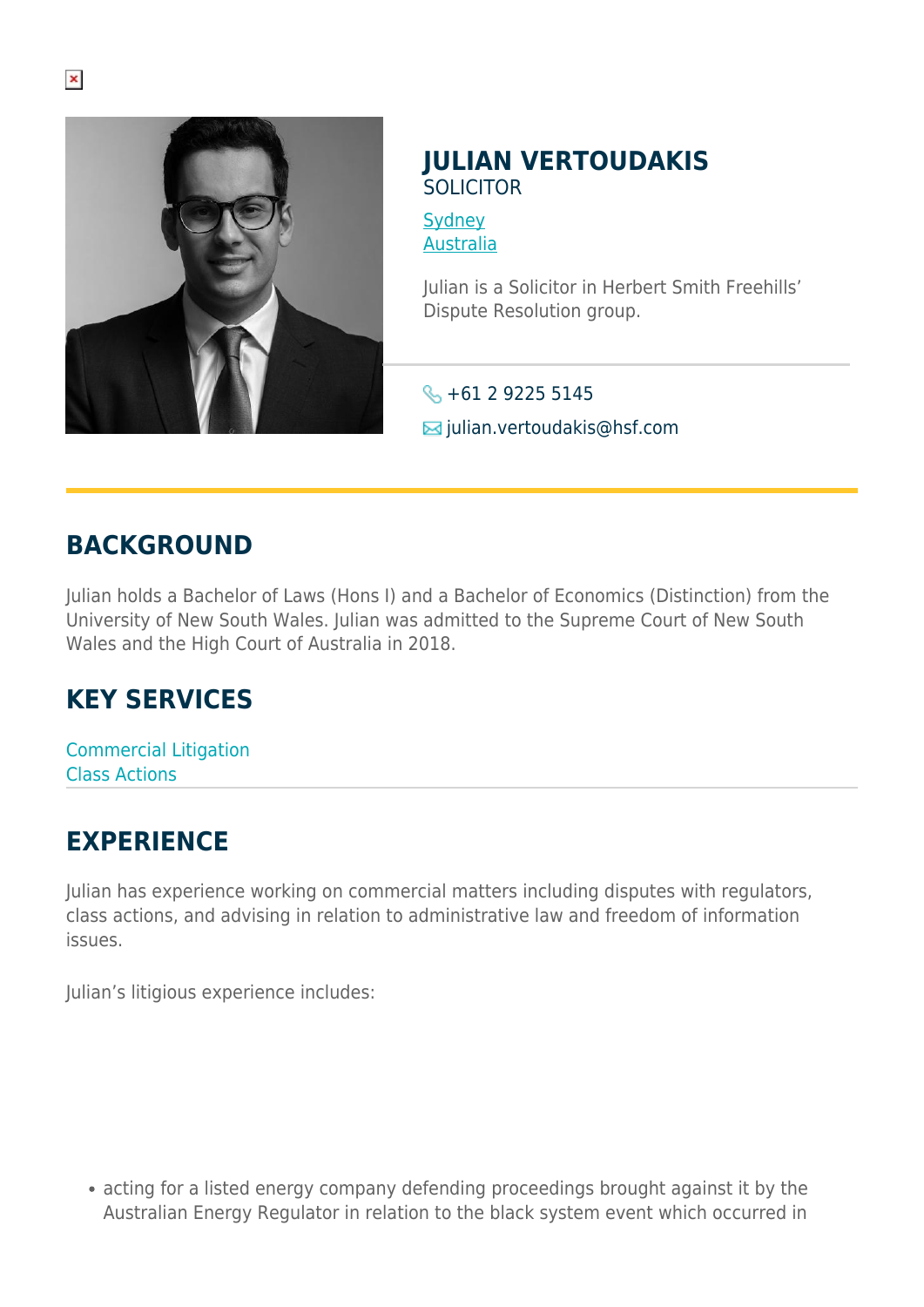# JULIAN VERTOUDAKIS

SOLICITOR

[Sydney](#)
[Australia](#)

Julian is a Solicitor in Herbert Smith Freehills' Dispute Resolution group.

+61 2 9225 5145
julian.vertoudakis@hsf.com

## BACKGROUND

Julian holds a Bachelor of Laws (Hons I) and a Bachelor of Economics (Distinction) from the University of New South Wales. Julian was admitted to the Supreme Court of New South Wales and the High Court of Australia in 2018.

## KEY SERVICES

Commercial Litigation
Class Actions

## EXPERIENCE

Julian has experience working on commercial matters including disputes with regulators, class actions, and advising in relation to administrative law and freedom of information issues.

Julian's litigious experience includes:

- acting for a listed energy company defending proceedings brought against it by the Australian Energy Regulator in relation to the black system event which occurred in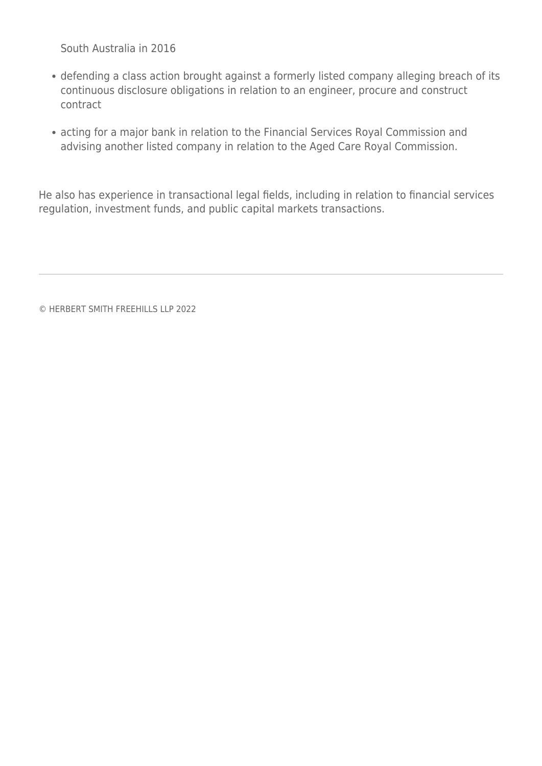South Australia in 2016

- defending a class action brought against a formerly listed company alleging breach of its continuous disclosure obligations in relation to an engineer, procure and construct contract
- acting for a major bank in relation to the Financial Services Royal Commission and advising another listed company in relation to the Aged Care Royal Commission.

He also has experience in transactional legal fields, including in relation to financial services regulation, investment funds, and public capital markets transactions.

---

© HERBERT SMITH FREEHILLS LLP 2022